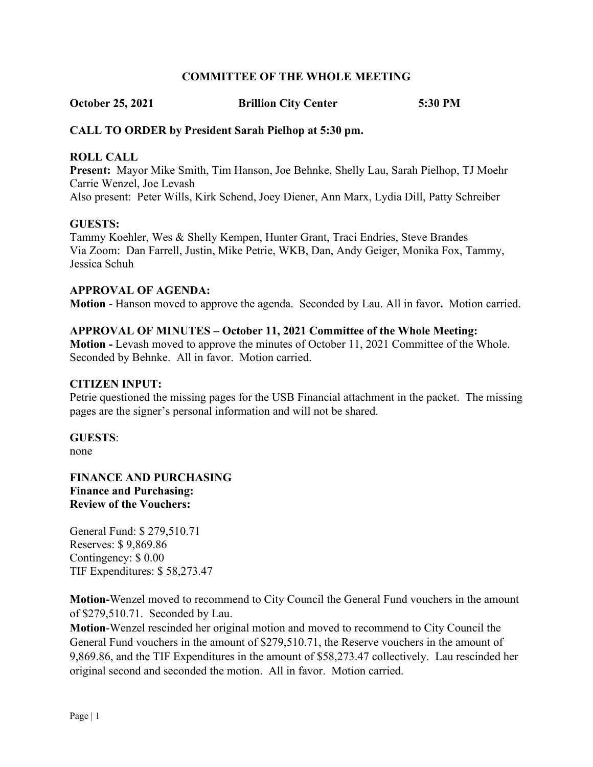# COMMITTEE OF THE WHOLE MEETING

**October 25, 2021 Brillion City Center 5:30 PM**

**CALL TO ORDER by President Sarah Pielhop at 5:30 pm.**

**ROLL CALL**

**Present:** Mayor Mike Smith, Tim Hanson, Joe Behnke, Shelly Lau, Sarah Pielhop, TJ Moehr Carrie Wenzel, Joe Levash

Also present: Peter Wills, Kirk Schend, Joey Diener, Ann Marx, Lydia Dill, Patty Schreiber

**GUESTS:**

Tammy Koehler, Wes & Shelly Kempen, Hunter Grant, Traci Endries, Steve Brandes
Via Zoom: Dan Farrell, Justin, Mike Petrie, WKB, Dan, Andy Geiger, Monika Fox, Tammy, Jessica Schuh

**APPROVAL OF AGENDA:**

**Motion** - Hanson moved to approve the agenda. Seconded by Lau. All in favor**.** Motion carried.

**APPROVAL OF MINUTES – October 11, 2021 Committee of the Whole Meeting:**

**Motion -** Levash moved to approve the minutes of October 11, 2021 Committee of the Whole. Seconded by Behnke. All in favor. Motion carried.

**CITIZEN INPUT:**

Petrie questioned the missing pages for the USB Financial attachment in the packet. The missing pages are the signer's personal information and will not be shared.

**GUESTS**:

none

**FINANCE AND PURCHASING**
**Finance and Purchasing:**
**Review of the Vouchers:**

General Fund: $ 279,510.71
Reserves: $ 9,869.86
Contingency: $ 0.00
TIF Expenditures: $ 58,273.47

**Motion-**Wenzel moved to recommend to City Council the General Fund vouchers in the amount of $279,510.71. Seconded by Lau.

**Motion**-Wenzel rescinded her original motion and moved to recommend to City Council the General Fund vouchers in the amount of $279,510.71, the Reserve vouchers in the amount of 9,869.86, and the TIF Expenditures in the amount of $58,273.47 collectively. Lau rescinded her original second and seconded the motion. All in favor. Motion carried.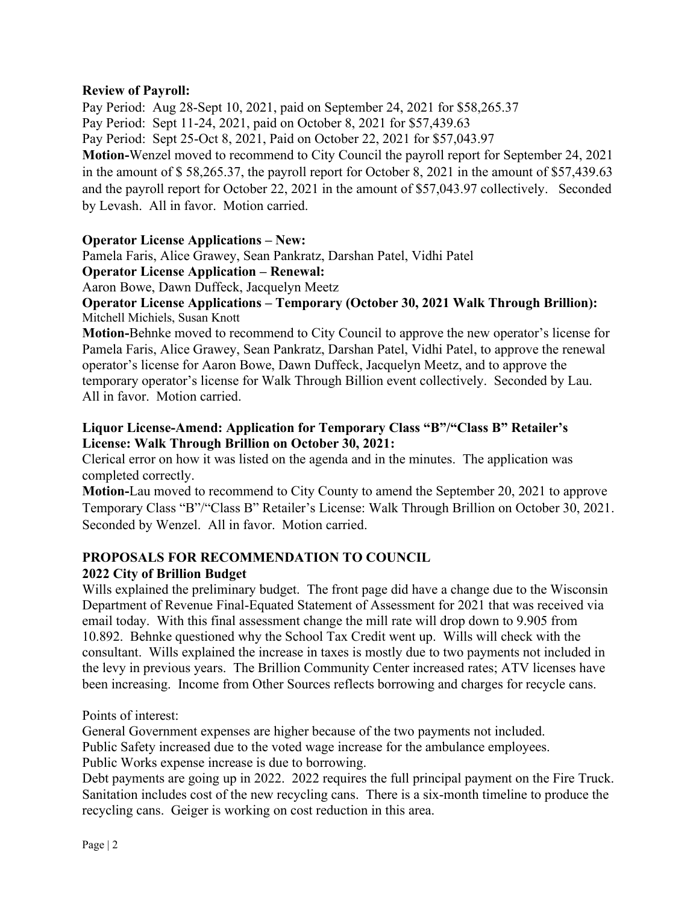**Review of Payroll:**

Pay Period: Aug 28-Sept 10, 2021, paid on September 24, 2021 for $58,265.37
Pay Period: Sept 11-24, 2021, paid on October 8, 2021 for $57,439.63
Pay Period: Sept 25-Oct 8, 2021, Paid on October 22, 2021 for $57,043.97

**Motion-**Wenzel moved to recommend to City Council the payroll report for September 24, 2021 in the amount of $ 58,265.37, the payroll report for October 8, 2021 in the amount of $57,439.63 and the payroll report for October 22, 2021 in the amount of $57,043.97 collectively. Seconded by Levash. All in favor. Motion carried.

**Operator License Applications – New:**

Pamela Faris, Alice Grawey, Sean Pankratz, Darshan Patel, Vidhi Patel

**Operator License Application – Renewal:**

Aaron Bowe, Dawn Duffeck, Jacquelyn Meetz

**Operator License Applications – Temporary (October 30, 2021 Walk Through Brillion):**

Mitchell Michiels, Susan Knott

**Motion-**Behnke moved to recommend to City Council to approve the new operator's license for Pamela Faris, Alice Grawey, Sean Pankratz, Darshan Patel, Vidhi Patel, to approve the renewal operator's license for Aaron Bowe, Dawn Duffeck, Jacquelyn Meetz, and to approve the temporary operator's license for Walk Through Billion event collectively. Seconded by Lau. All in favor. Motion carried.

**Liquor License-Amend: Application for Temporary Class "B"/"Class B" Retailer's License: Walk Through Brillion on October 30, 2021:**

Clerical error on how it was listed on the agenda and in the minutes. The application was completed correctly.

**Motion-**Lau moved to recommend to City County to amend the September 20, 2021 to approve Temporary Class "B"/"Class B" Retailer's License: Walk Through Brillion on October 30, 2021. Seconded by Wenzel. All in favor. Motion carried.

**PROPOSALS FOR RECOMMENDATION TO COUNCIL**

**2022 City of Brillion Budget**

Wills explained the preliminary budget. The front page did have a change due to the Wisconsin Department of Revenue Final-Equated Statement of Assessment for 2021 that was received via email today. With this final assessment change the mill rate will drop down to 9.905 from 10.892. Behnke questioned why the School Tax Credit went up. Wills will check with the consultant. Wills explained the increase in taxes is mostly due to two payments not included in the levy in previous years. The Brillion Community Center increased rates; ATV licenses have been increasing. Income from Other Sources reflects borrowing and charges for recycle cans.

Points of interest:

General Government expenses are higher because of the two payments not included.
Public Safety increased due to the voted wage increase for the ambulance employees.
Public Works expense increase is due to borrowing.
Debt payments are going up in 2022. 2022 requires the full principal payment on the Fire Truck.
Sanitation includes cost of the new recycling cans. There is a six-month timeline to produce the recycling cans. Geiger is working on cost reduction in this area.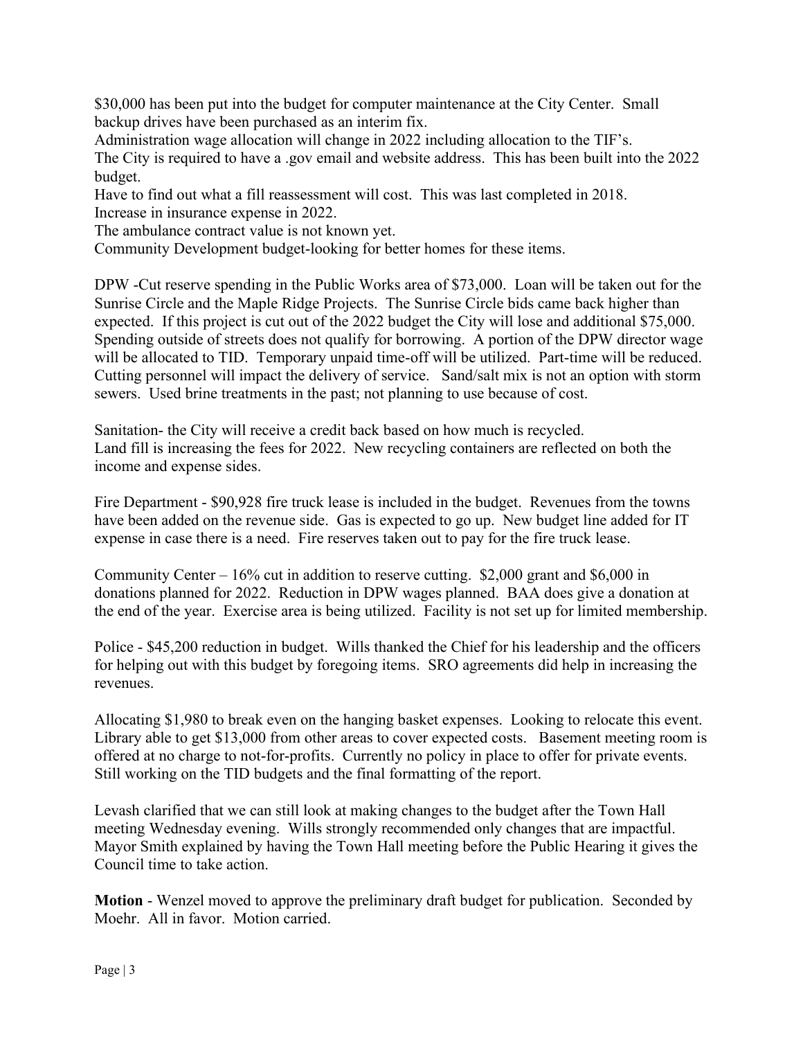$30,000 has been put into the budget for computer maintenance at the City Center. Small backup drives have been purchased as an interim fix.
Administration wage allocation will change in 2022 including allocation to the TIF's.
The City is required to have a .gov email and website address. This has been built into the 2022 budget.
Have to find out what a fill reassessment will cost. This was last completed in 2018.
Increase in insurance expense in 2022.
The ambulance contract value is not known yet.
Community Development budget-looking for better homes for these items.

DPW -Cut reserve spending in the Public Works area of $73,000. Loan will be taken out for the Sunrise Circle and the Maple Ridge Projects. The Sunrise Circle bids came back higher than expected. If this project is cut out of the 2022 budget the City will lose and additional $75,000. Spending outside of streets does not qualify for borrowing. A portion of the DPW director wage will be allocated to TID. Temporary unpaid time-off will be utilized. Part-time will be reduced. Cutting personnel will impact the delivery of service. Sand/salt mix is not an option with storm sewers. Used brine treatments in the past; not planning to use because of cost.

Sanitation- the City will receive a credit back based on how much is recycled.
Land fill is increasing the fees for 2022. New recycling containers are reflected on both the income and expense sides.

Fire Department - $90,928 fire truck lease is included in the budget. Revenues from the towns have been added on the revenue side. Gas is expected to go up. New budget line added for IT expense in case there is a need. Fire reserves taken out to pay for the fire truck lease.

Community Center – 16% cut in addition to reserve cutting. $2,000 grant and $6,000 in donations planned for 2022. Reduction in DPW wages planned. BAA does give a donation at the end of the year. Exercise area is being utilized. Facility is not set up for limited membership.

Police - $45,200 reduction in budget. Wills thanked the Chief for his leadership and the officers for helping out with this budget by foregoing items. SRO agreements did help in increasing the revenues.

Allocating $1,980 to break even on the hanging basket expenses. Looking to relocate this event. Library able to get $13,000 from other areas to cover expected costs. Basement meeting room is offered at no charge to not-for-profits. Currently no policy in place to offer for private events. Still working on the TID budgets and the final formatting of the report.

Levash clarified that we can still look at making changes to the budget after the Town Hall meeting Wednesday evening. Wills strongly recommended only changes that are impactful. Mayor Smith explained by having the Town Hall meeting before the Public Hearing it gives the Council time to take action.

**Motion** - Wenzel moved to approve the preliminary draft budget for publication. Seconded by Moehr. All in favor. Motion carried.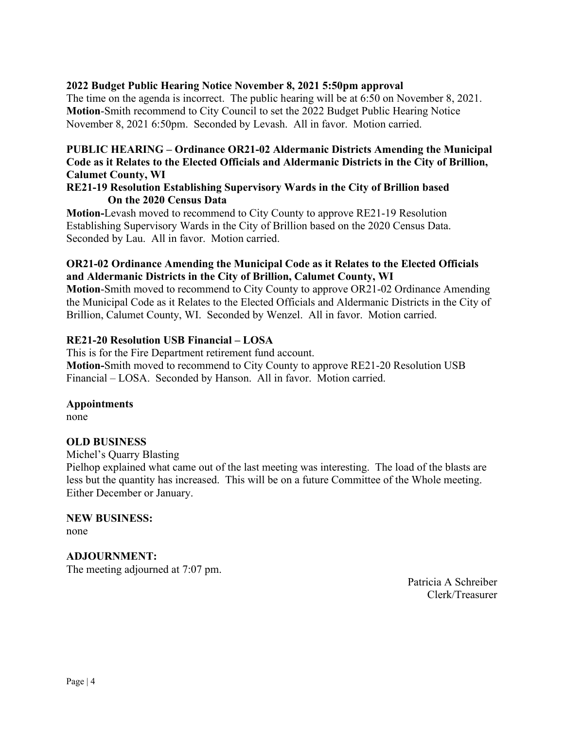**2022 Budget Public Hearing Notice November 8, 2021 5:50pm approval**

The time on the agenda is incorrect. The public hearing will be at 6:50 on November 8, 2021. **Motion**-Smith recommend to City Council to set the 2022 Budget Public Hearing Notice November 8, 2021 6:50pm. Seconded by Levash. All in favor. Motion carried.

**PUBLIC HEARING – Ordinance OR21-02 Aldermanic Districts Amending the Municipal Code as it Relates to the Elected Officials and Aldermanic Districts in the City of Brillion, Calumet County, WI**

**RE21-19 Resolution Establishing Supervisory Wards in the City of Brillion based On the 2020 Census Data**

**Motion-**Levash moved to recommend to City County to approve RE21-19 Resolution Establishing Supervisory Wards in the City of Brillion based on the 2020 Census Data. Seconded by Lau. All in favor. Motion carried.

**OR21-02 Ordinance Amending the Municipal Code as it Relates to the Elected Officials and Aldermanic Districts in the City of Brillion, Calumet County, WI**

**Motion**-Smith moved to recommend to City County to approve OR21-02 Ordinance Amending the Municipal Code as it Relates to the Elected Officials and Aldermanic Districts in the City of Brillion, Calumet County, WI. Seconded by Wenzel. All in favor. Motion carried.

**RE21-20 Resolution USB Financial – LOSA**

This is for the Fire Department retirement fund account.

**Motion-**Smith moved to recommend to City County to approve RE21-20 Resolution USB Financial – LOSA. Seconded by Hanson. All in favor. Motion carried.

**Appointments**

none

**OLD BUSINESS**

Michel's Quarry Blasting

Pielhop explained what came out of the last meeting was interesting. The load of the blasts are less but the quantity has increased. This will be on a future Committee of the Whole meeting. Either December or January.

**NEW BUSINESS:**

none

**ADJOURNMENT:**

The meeting adjourned at 7:07 pm.

Patricia A Schreiber
Clerk/Treasurer